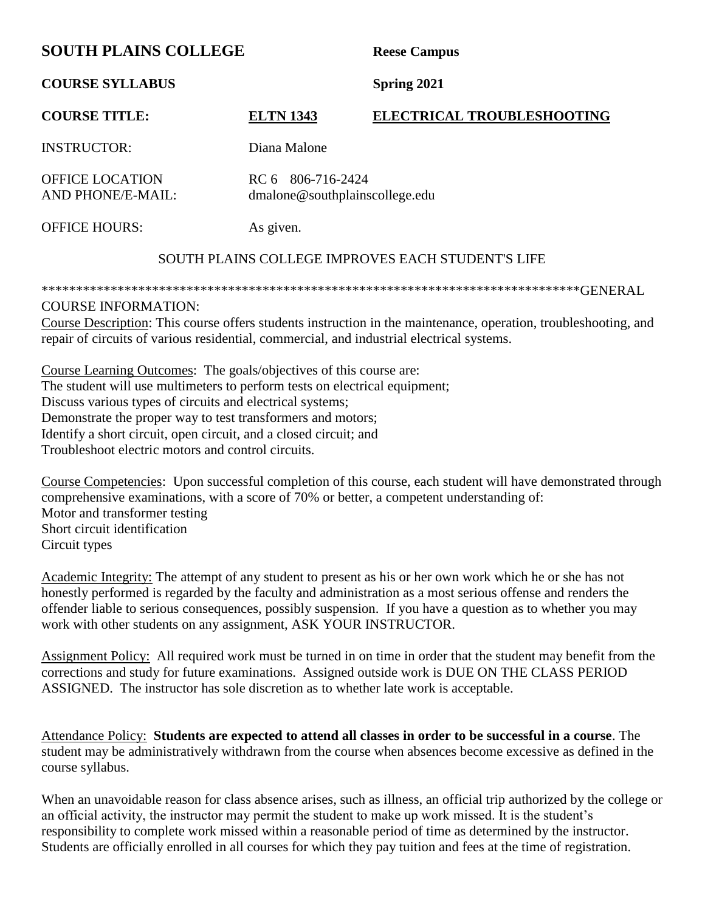**SOUTH PLAINS COLLEGE** **Reese Campus**

**COURSE SYLLABUS** **Spring 2021**

**COURSE TITLE:** **ELTN 1343** **ELECTRICAL TROUBLESHOOTING**

INSTRUCTOR: Diana Malone

OFFICE LOCATION AND PHONE/E-MAIL: RC 6 806-716-2424 dmalone@southplainscollege.edu

OFFICE HOURS: As given.

SOUTH PLAINS COLLEGE IMPROVES EACH STUDENT'S LIFE

********************************************************************************GENERAL COURSE INFORMATION:

Course Description: This course offers students instruction in the maintenance, operation, troubleshooting, and repair of circuits of various residential, commercial, and industrial electrical systems.

Course Learning Outcomes: The goals/objectives of this course are:
The student will use multimeters to perform tests on electrical equipment;
Discuss various types of circuits and electrical systems;
Demonstrate the proper way to test transformers and motors;
Identify a short circuit, open circuit, and a closed circuit; and
Troubleshoot electric motors and control circuits.

Course Competencies: Upon successful completion of this course, each student will have demonstrated through comprehensive examinations, with a score of 70% or better, a competent understanding of:
Motor and transformer testing
Short circuit identification
Circuit types

Academic Integrity: The attempt of any student to present as his or her own work which he or she has not honestly performed is regarded by the faculty and administration as a most serious offense and renders the offender liable to serious consequences, possibly suspension. If you have a question as to whether you may work with other students on any assignment, ASK YOUR INSTRUCTOR.

Assignment Policy: All required work must be turned in on time in order that the student may benefit from the corrections and study for future examinations. Assigned outside work is DUE ON THE CLASS PERIOD ASSIGNED. The instructor has sole discretion as to whether late work is acceptable.

Attendance Policy: **Students are expected to attend all classes in order to be successful in a course**. The student may be administratively withdrawn from the course when absences become excessive as defined in the course syllabus.

When an unavoidable reason for class absence arises, such as illness, an official trip authorized by the college or an official activity, the instructor may permit the student to make up work missed. It is the student's responsibility to complete work missed within a reasonable period of time as determined by the instructor. Students are officially enrolled in all courses for which they pay tuition and fees at the time of registration.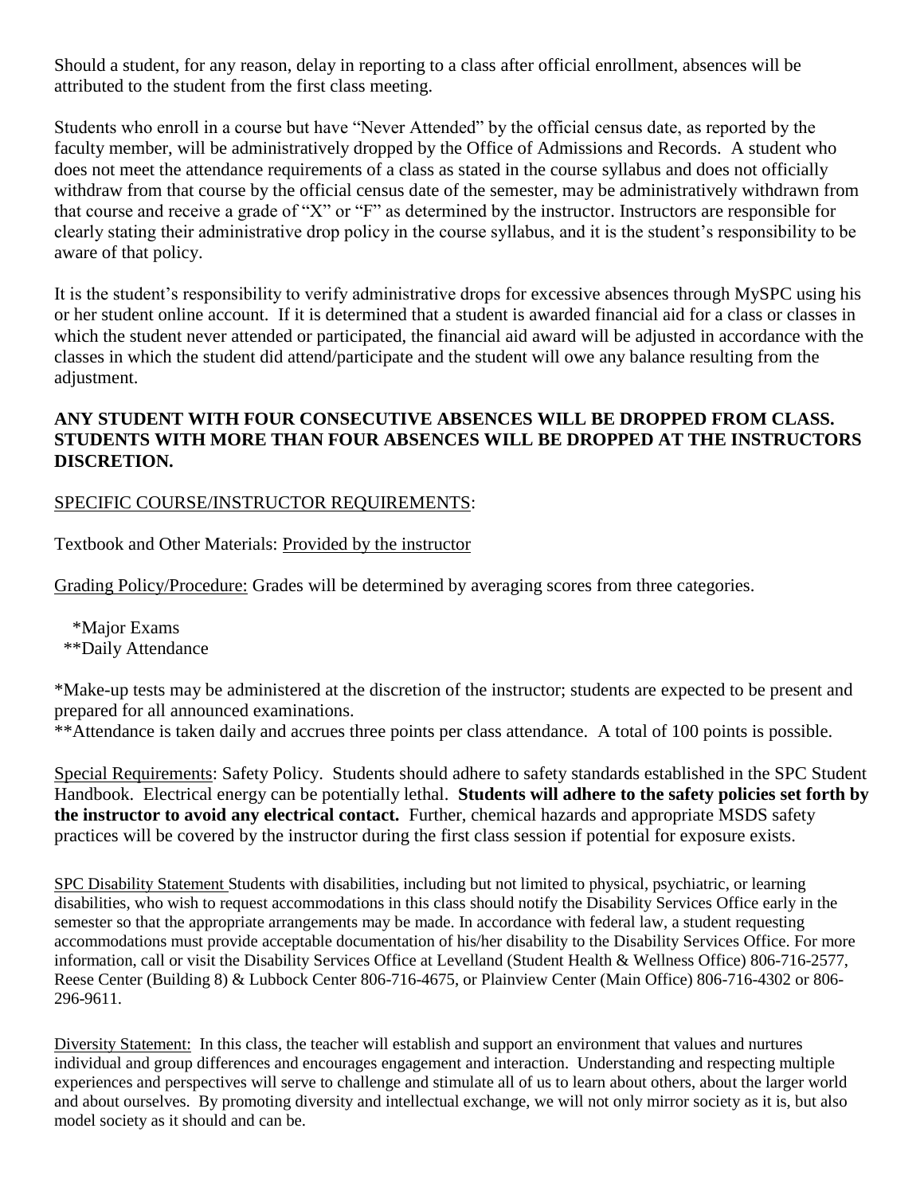Should a student, for any reason, delay in reporting to a class after official enrollment, absences will be attributed to the student from the first class meeting.

Students who enroll in a course but have "Never Attended" by the official census date, as reported by the faculty member, will be administratively dropped by the Office of Admissions and Records. A student who does not meet the attendance requirements of a class as stated in the course syllabus and does not officially withdraw from that course by the official census date of the semester, may be administratively withdrawn from that course and receive a grade of "X" or "F" as determined by the instructor. Instructors are responsible for clearly stating their administrative drop policy in the course syllabus, and it is the student's responsibility to be aware of that policy.

It is the student's responsibility to verify administrative drops for excessive absences through MySPC using his or her student online account. If it is determined that a student is awarded financial aid for a class or classes in which the student never attended or participated, the financial aid award will be adjusted in accordance with the classes in which the student did attend/participate and the student will owe any balance resulting from the adjustment.

**ANY STUDENT WITH FOUR CONSECUTIVE ABSENCES WILL BE DROPPED FROM CLASS. STUDENTS WITH MORE THAN FOUR ABSENCES WILL BE DROPPED AT THE INSTRUCTORS DISCRETION.**

<u>SPECIFIC COURSE/INSTRUCTOR REQUIREMENTS</u>:

Textbook and Other Materials: <u>Provided by the instructor</u>

<u>Grading Policy/Procedure:</u> Grades will be determined by averaging scores from three categories.

*Major Exams
**Daily Attendance

*Make-up tests may be administered at the discretion of the instructor; students are expected to be present and prepared for all announced examinations.
**Attendance is taken daily and accrues three points per class attendance. A total of 100 points is possible.

<u>Special Requirements</u>: Safety Policy. Students should adhere to safety standards established in the SPC Student Handbook. Electrical energy can be potentially lethal. **Students will adhere to the safety policies set forth by the instructor to avoid any electrical contact.** Further, chemical hazards and appropriate MSDS safety practices will be covered by the instructor during the first class session if potential for exposure exists.

<u>SPC Disability Statement</u> Students with disabilities, including but not limited to physical, psychiatric, or learning disabilities, who wish to request accommodations in this class should notify the Disability Services Office early in the semester so that the appropriate arrangements may be made. In accordance with federal law, a student requesting accommodations must provide acceptable documentation of his/her disability to the Disability Services Office. For more information, call or visit the Disability Services Office at Levelland (Student Health & Wellness Office) 806-716-2577, Reese Center (Building 8) & Lubbock Center 806-716-4675, or Plainview Center (Main Office) 806-716-4302 or 806-296-9611.

<u>Diversity Statement:</u> In this class, the teacher will establish and support an environment that values and nurtures individual and group differences and encourages engagement and interaction. Understanding and respecting multiple experiences and perspectives will serve to challenge and stimulate all of us to learn about others, about the larger world and about ourselves. By promoting diversity and intellectual exchange, we will not only mirror society as it is, but also model society as it should and can be.